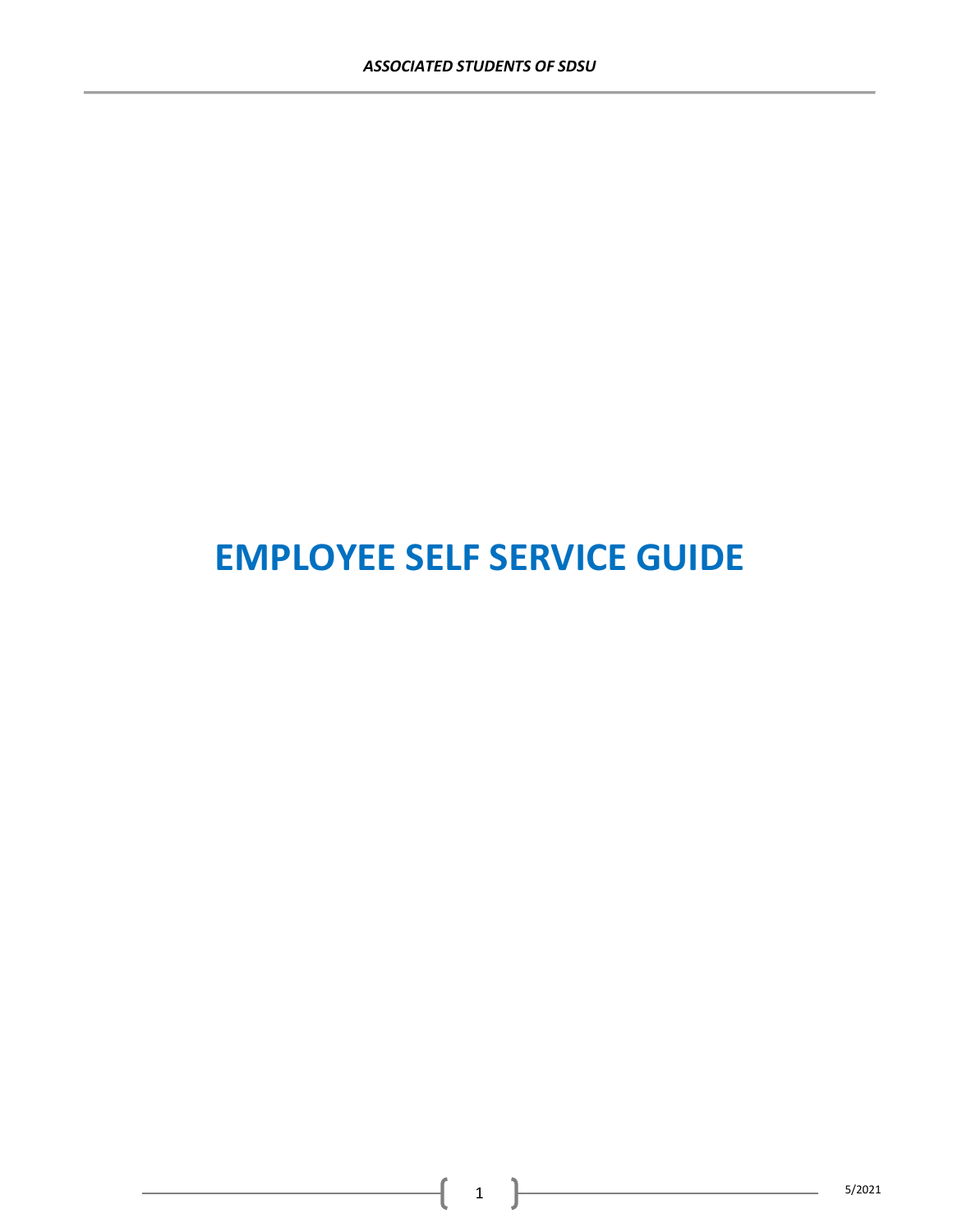# EMPLOYEE SELF SERVICE GUIDE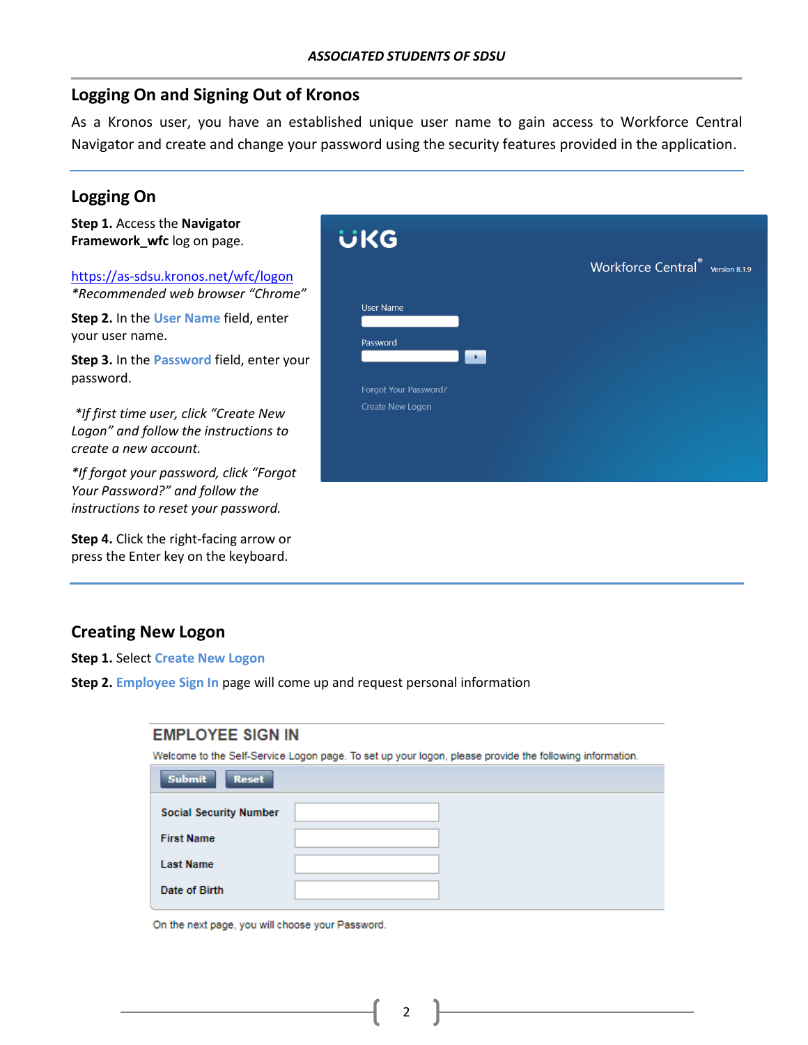## Logging On and Signing Out of Kronos

As a Kronos user, you have an established unique user name to gain access to Workforce Central Navigator and create and change your password using the security features provided in the application.

## Logging On

**Step 1.** Access the **Navigator Framework_wfc** log on page.

https://as-sdsu.kronos.net/wfc/logon

*\*Recommended web browser "Chrome"*

**Step 2.** In the **User Name** field, enter your user name.

**Step 3.** In the **Password** field, enter your password.

*\*If first time user, click "Create New Logon" and follow the instructions to create a new account.*

*\*If forgot your password, click "Forgot Your Password?" and follow the instructions to reset your password.*

**Step 4.** Click the right-facing arrow or press the Enter key on the keyboard.

## Creating New Logon

**Step 1.** Select **Create New Logon**

**Step 2.** **Employee Sign In** page will come up and request personal information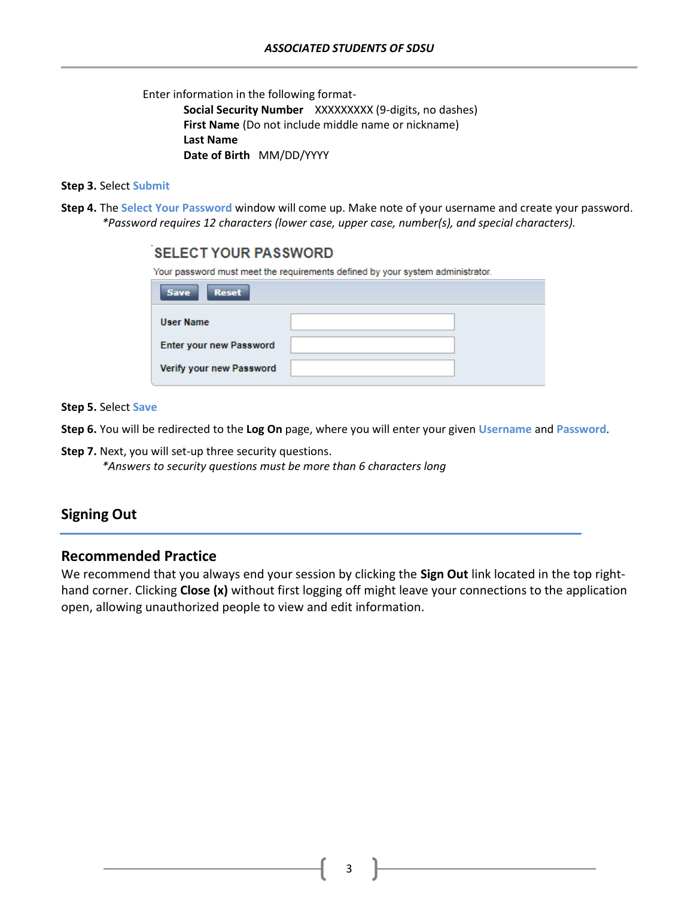Enter information in the following format-

**Social Security Number** XXXXXXXXX (9-digits, no dashes)
**First Name** (Do not include middle name or nickname)
**Last Name**
**Date of Birth** MM/DD/YYYY

**Step 3.** Select Submit

**Step 4.** The Select Your Password window will come up. Make note of your username and create your password.
*\*Password requires 12 characters (lower case, upper case, number(s), and special characters).*

SELECT YOUR PASSWORD

Your password must meet the requirements defined by your system administrator.

Save Reset

| User Name | |
|---|---|
| Enter your new Password | |
| Verify your new Password | |

**Step 5.** Select Save

**Step 6.** You will be redirected to the **Log On** page, where you will enter your given Username and Password.

**Step 7.** Next, you will set-up three security questions.
*\*Answers to security questions must be more than 6 characters long*

## Signing Out

### Recommended Practice

We recommend that you always end your session by clicking the **Sign Out** link located in the top right-hand corner. Clicking **Close (x)** without first logging off might leave your connections to the application open, allowing unauthorized people to view and edit information.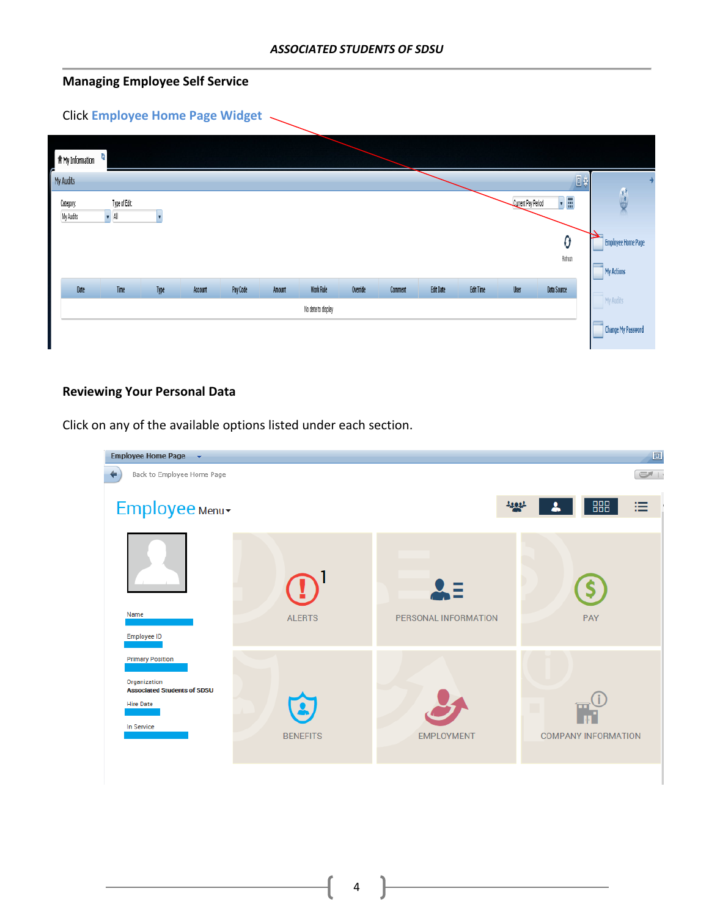## Managing Employee Self Service

Click **Employee Home Page Widget**

## Reviewing Your Personal Data

Click on any of the available options listed under each section.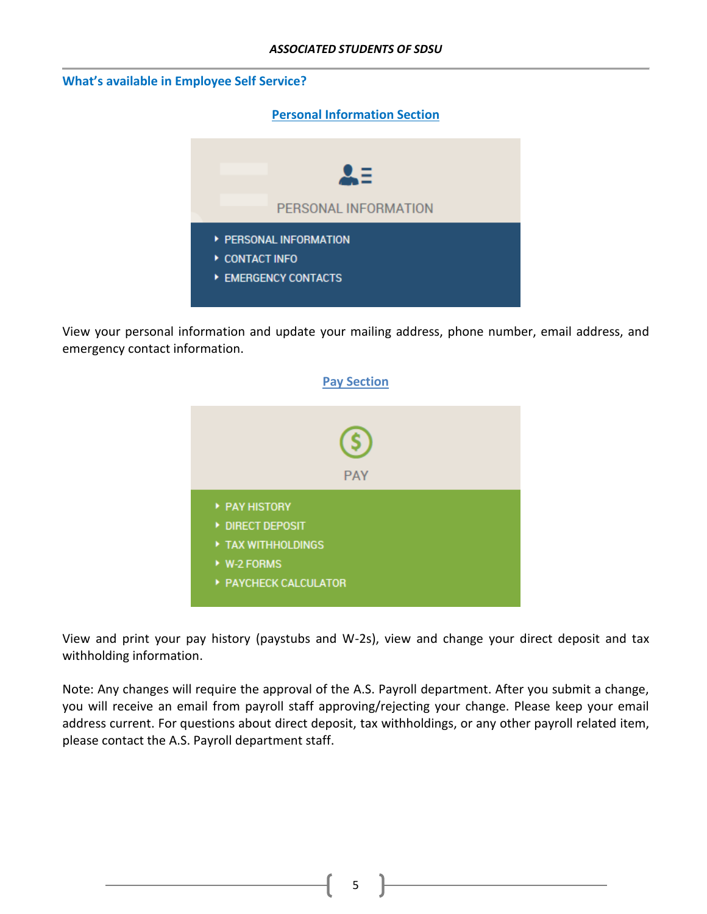## What's available in Employee Self Service?

### Personal Information Section

PERSONAL INFORMATION

- PERSONAL INFORMATION
- CONTACT INFO
- EMERGENCY CONTACTS

View your personal information and update your mailing address, phone number, email address, and emergency contact information.

### Pay Section

PAY

- PAY HISTORY
- DIRECT DEPOSIT
- TAX WITHHOLDINGS
- W-2 FORMS
- PAYCHECK CALCULATOR

View and print your pay history (paystubs and W-2s), view and change your direct deposit and tax withholding information.

Note: Any changes will require the approval of the A.S. Payroll department. After you submit a change, you will receive an email from payroll staff approving/rejecting your change. Please keep your email address current. For questions about direct deposit, tax withholdings, or any other payroll related item, please contact the A.S. Payroll department staff.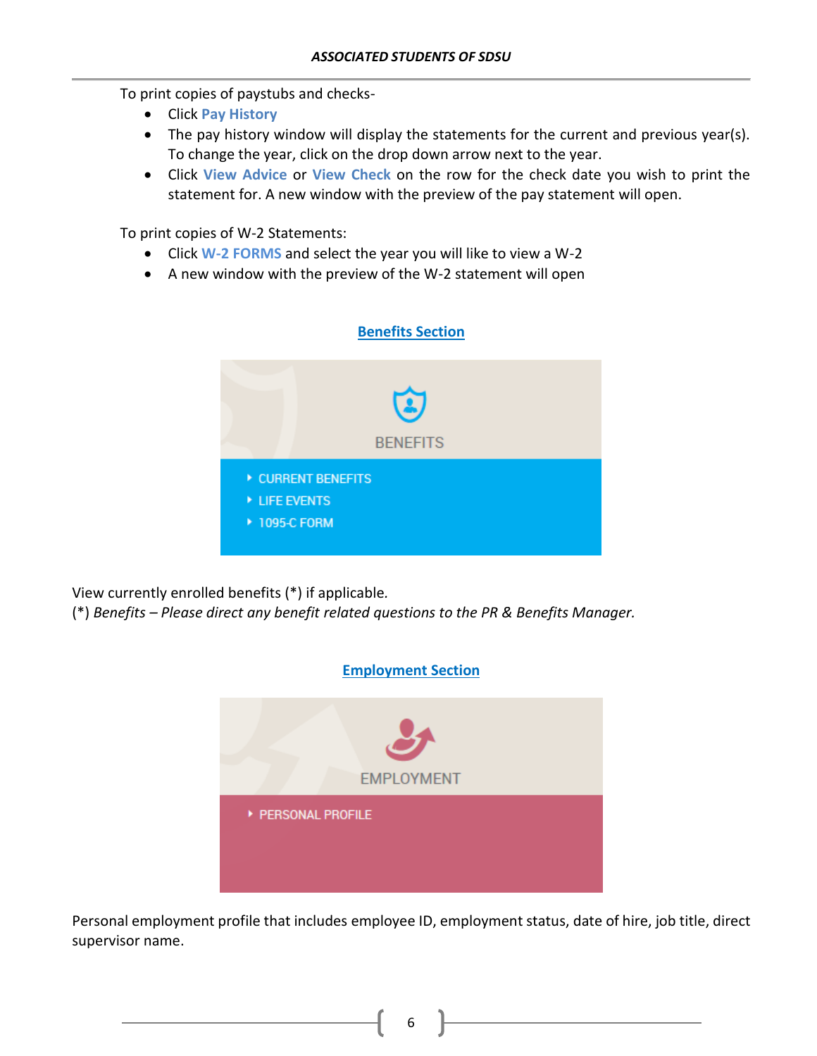To print copies of paystubs and checks-

- Click **Pay History**
- The pay history window will display the statements for the current and previous year(s). To change the year, click on the drop down arrow next to the year.
- Click **View Advice** or **View Check** on the row for the check date you wish to print the statement for. A new window with the preview of the pay statement will open.

To print copies of W-2 Statements:

- Click **W-2 FORMS** and select the year you will like to view a W-2
- A new window with the preview of the W-2 statement will open

## Benefits Section

BENEFITS

- CURRENT BENEFITS
- LIFE EVENTS
- 1095-C FORM

View currently enrolled benefits (*) if applicable.
(*) *Benefits – Please direct any benefit related questions to the PR & Benefits Manager.*

## Employment Section

EMPLOYMENT

- PERSONAL PROFILE

Personal employment profile that includes employee ID, employment status, date of hire, job title, direct supervisor name.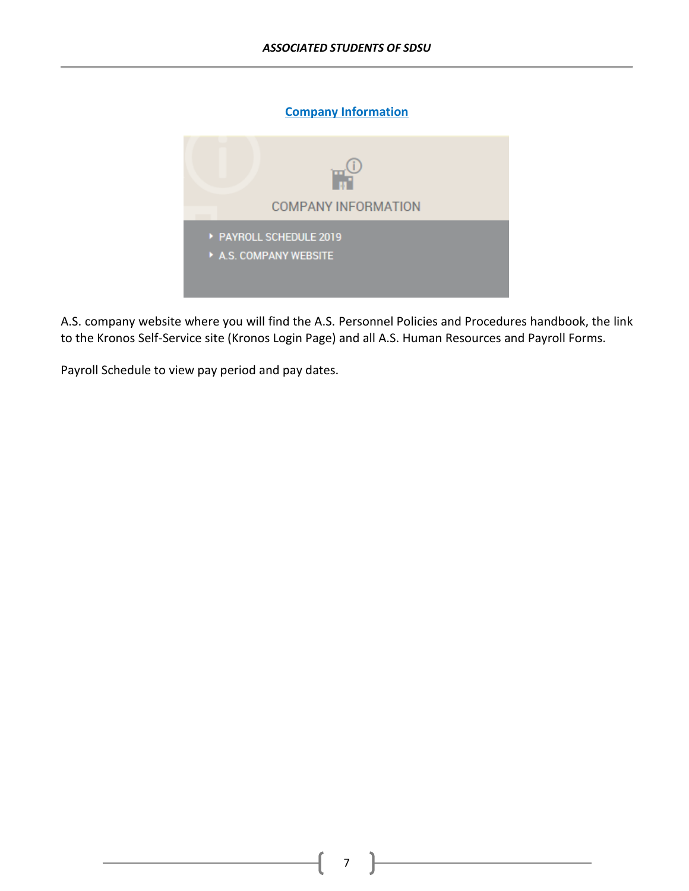## Company Information

COMPANY INFORMATION

- PAYROLL SCHEDULE 2019
- A.S. COMPANY WEBSITE

A.S. company website where you will find the A.S. Personnel Policies and Procedures handbook, the link to the Kronos Self-Service site (Kronos Login Page) and all A.S. Human Resources and Payroll Forms.

Payroll Schedule to view pay period and pay dates.